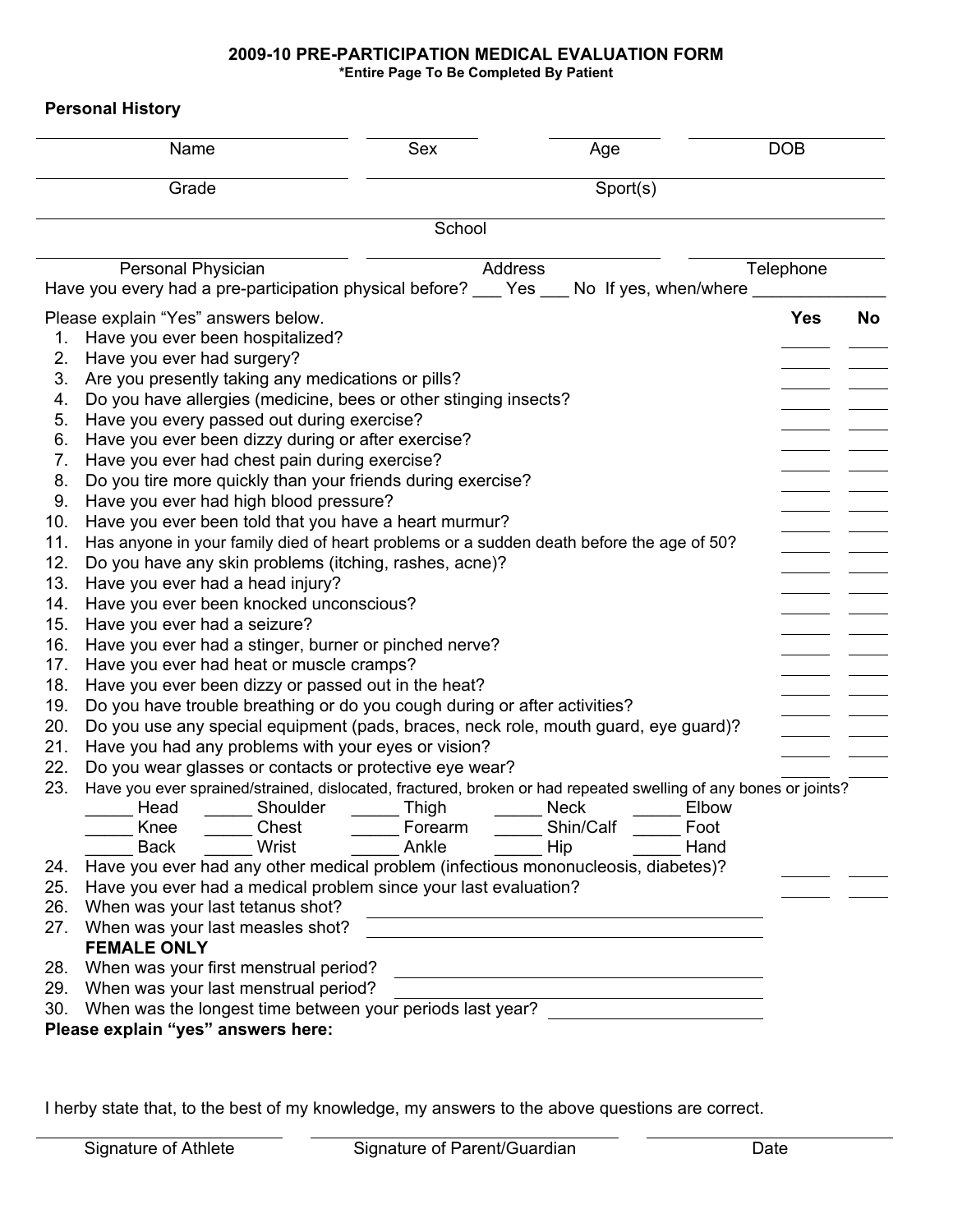# 2009-10 PRE-PARTICIPATION MEDICAL EVALUATION FORM

**\*Entire Page To Be Completed By Patient**

## Personal History

| Name | Sex | Age | DOB |
|---|---|---|---|
| | | | |

| Grade | Sport(s) |
|---|---|
| | |

| School |
|---|
| |

| Personal Physician | Address | Telephone |
|---|---|---|
| | | |

Have you every had a pre-participation physical before? ___ Yes ___ No If yes, when/where ______________

Please explain "Yes" answers below.

| | Question | Yes | No |
|---|---|---|---|
| 1. | Have you ever been hospitalized? | _____ | _____ |
| 2. | Have you ever had surgery? | _____ | _____ |
| 3. | Are you presently taking any medications or pills? | _____ | _____ |
| 4. | Do you have allergies (medicine, bees or other stinging insects? | _____ | _____ |
| 5. | Have you every passed out during exercise? | _____ | _____ |
| 6. | Have you ever been dizzy during or after exercise? | _____ | _____ |
| 7. | Have you ever had chest pain during exercise? | _____ | _____ |
| 8. | Do you tire more quickly than your friends during exercise? | _____ | _____ |
| 9. | Have you ever had high blood pressure? | _____ | _____ |
| 10. | Have you ever been told that you have a heart murmur? | _____ | _____ |
| 11. | Has anyone in your family died of heart problems or a sudden death before the age of 50? | _____ | _____ |
| 12. | Do you have any skin problems (itching, rashes, acne)? | _____ | _____ |
| 13. | Have you ever had a head injury? | _____ | _____ |
| 14. | Have you ever been knocked unconscious? | _____ | _____ |
| 15. | Have you ever had a seizure? | _____ | _____ |
| 16. | Have you ever had a stinger, burner or pinched nerve? | _____ | _____ |
| 17. | Have you ever had heat or muscle cramps? | _____ | _____ |
| 18. | Have you ever been dizzy or passed out in the heat? | _____ | _____ |
| 19. | Do you have trouble breathing or do you cough during or after activities? | _____ | _____ |
| 20. | Do you use any special equipment (pads, braces, neck role, mouth guard, eye guard)? | _____ | _____ |
| 21. | Have you had any problems with your eyes or vision? | _____ | _____ |
| 22. | Do you wear glasses or contacts or protective eye wear? | _____ | _____ |

23. Have you ever sprained/strained, dislocated, fractured, broken or had repeated swelling of any bones or joints?

| | | | | |
|---|---|---|---|---|
| _____ Head | _____ Shoulder | _____ Thigh | _____ Neck | _____ Elbow |
| _____ Knee | _____ Chest | _____ Forearm | _____ Shin/Calf | _____ Foot |
| _____ Back | _____ Wrist | _____ Ankle | _____ Hip | _____ Hand |

| | Question | Yes | No |
|---|---|---|---|
| 24. | Have you ever had any other medical problem (infectious mononucleosis, diabetes)? | _____ | _____ |
| 25. | Have you ever had a medical problem since your last evaluation? | _____ | _____ |

26. When was your last tetanus shot? ______________________________

27. When was your last measles shot? ______________________________

**FEMALE ONLY**

28. When was your first menstrual period? ______________________________

29. When was your last menstrual period? ______________________________

30. When was the longest time between your periods last year? ______________________________

**Please explain "yes" answers here:**

I herby state that, to the best of my knowledge, my answers to the above questions are correct.

| Signature of Athlete | Signature of Parent/Guardian | Date |
|---|---|---|
| | | |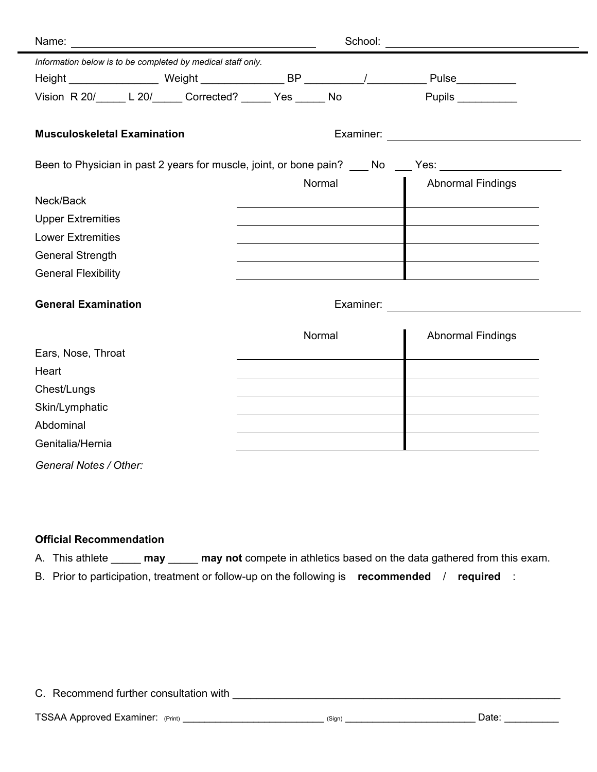Name: ________________________________________ School: ________________________________

*Information below is to be completed by medical staff only.*

Height _______________ Weight ______________ BP __________/__________ Pulse__________

Vision R 20/_____ L 20/_____ Corrected? _____ Yes _____ No Pupils __________

**Musculoskeletal Examination** Examiner: ________________________________

Been to Physician in past 2 years for muscle, joint, or bone pain? ___ No ___ Yes: ____________________

| | Normal | Abnormal Findings |
|---|---|---|
| Neck/Back | | |
| Upper Extremities | | |
| Lower Extremities | | |
| General Strength | | |
| General Flexibility | | |

**General Examination** Examiner: ________________________________

| | Normal | Abnormal Findings |
|---|---|---|
| Ears, Nose, Throat | | |
| Heart | | |
| Chest/Lungs | | |
| Skin/Lymphatic | | |
| Abdominal | | |
| Genitalia/Hernia | | |

*General Notes / Other:*

**Official Recommendation**

A. This athlete _____ **may** _____ **may not** compete in athletics based on the data gathered from this exam.

B. Prior to participation, treatment or follow-up on the following is **recommended** / **required** :

C. Recommend further consultation with ________________________________________________________

TSSAA Approved Examiner: (Print) ___________________________ (Sign) _________________________ Date: __________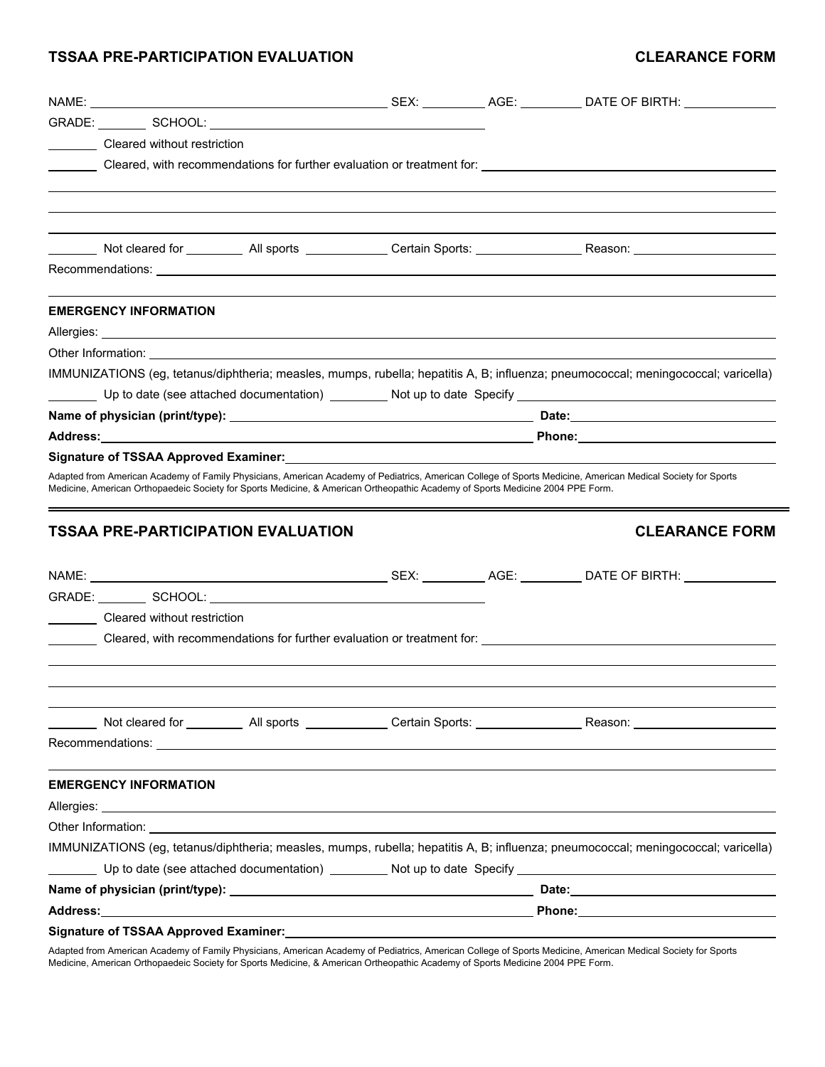**TSSAA PRE-PARTICIPATION EVALUATION** **CLEARANCE FORM**

NAME: ______________________________ SEX: ________ AGE: ________ DATE OF BIRTH: ____________

GRADE: ______ SCHOOL: ______________________________

_______ Cleared without restriction

_______ Cleared, with recommendations for further evaluation or treatment for: ______________________________

_______________________________________________________________

_______________________________________________________________

_______________________________________________________________

_______ Not cleared for ________ All sports ___________ Certain Sports: ______________ Reason: ____________________

Recommendations: ______________________________________________________________

_______________________________________________________________

**EMERGENCY INFORMATION**

Allergies: ______________________________________________________________

Other Information: ______________________________________________________________

IMMUNIZATIONS (eg, tetanus/diphtheria; measles, mumps, rubella; hepatitis A, B; influenza; pneumococcal; meningococcal; varicella)

_______ Up to date (see attached documentation) ________ Not up to date Specify ______________________________

**Name of physician (print/type):** ______________________________ **Date:** ______________________

**Address:** ______________________________________________ **Phone:** ______________________

**Signature of TSSAA Approved Examiner:** ______________________________________________

Adapted from American Academy of Family Physicians, American Academy of Pediatrics, American College of Sports Medicine, American Medical Society for Sports Medicine, American Orthopaedeic Society for Sports Medicine, & American Ortheopathic Academy of Sports Medicine 2004 PPE Form.

---

**TSSAA PRE-PARTICIPATION EVALUATION** **CLEARANCE FORM**

NAME: ______________________________ SEX: ________ AGE: ________ DATE OF BIRTH: ____________

GRADE: ______ SCHOOL: ______________________________

_______ Cleared without restriction

_______ Cleared, with recommendations for further evaluation or treatment for: ______________________________

_______________________________________________________________

_______________________________________________________________

_______________________________________________________________

_______ Not cleared for ________ All sports ___________ Certain Sports: ______________ Reason: ____________________

Recommendations: ______________________________________________________________

_______________________________________________________________

**EMERGENCY INFORMATION**

Allergies: ______________________________________________________________

Other Information: ______________________________________________________________

IMMUNIZATIONS (eg, tetanus/diphtheria; measles, mumps, rubella; hepatitis A, B; influenza; pneumococcal; meningococcal; varicella)

_______ Up to date (see attached documentation) ________ Not up to date Specify ______________________________

**Name of physician (print/type):** ______________________________ **Date:** ______________________

**Address:** ______________________________________________ **Phone:** ______________________

**Signature of TSSAA Approved Examiner:** ______________________________________________

Adapted from American Academy of Family Physicians, American Academy of Pediatrics, American College of Sports Medicine, American Medical Society for Sports Medicine, American Orthopaedeic Society for Sports Medicine, & American Ortheopathic Academy of Sports Medicine 2004 PPE Form.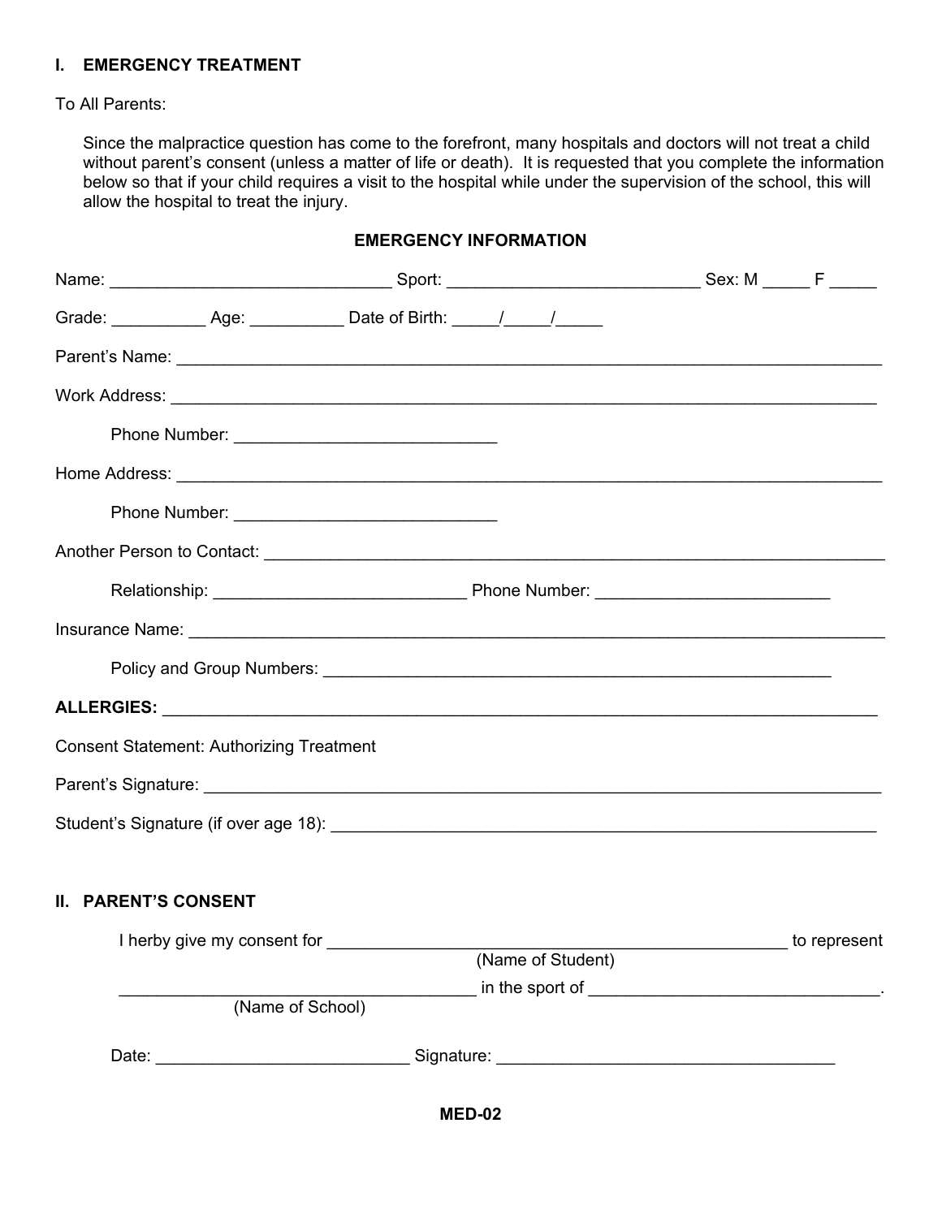## I. EMERGENCY TREATMENT

To All Parents:

Since the malpractice question has come to the forefront, many hospitals and doctors will not treat a child without parent's consent (unless a matter of life or death). It is requested that you complete the information below so that if your child requires a visit to the hospital while under the supervision of the school, this will allow the hospital to treat the injury.

**EMERGENCY INFORMATION**

Name: ______________________________ Sport: ___________________________ Sex: M _____ F _____

Grade: __________ Age: __________ Date of Birth: _____/_____/_____

Parent's Name: ____________________________________________________________________________

Work Address: ____________________________________________________________________________

Phone Number: ____________________________

Home Address: ____________________________________________________________________________

Phone Number: ____________________________

Another Person to Contact: __________________________________________________________________

Relationship: ___________________________ Phone Number: _________________________

Insurance Name: __________________________________________________________________________

Policy and Group Numbers: ________________________________________________________

**ALLERGIES:** ____________________________________________________________________________

Consent Statement: Authorizing Treatment

Parent's Signature: _________________________________________________________________________

Student's Signature (if over age 18): ___________________________________________________________

## II. PARENT'S CONSENT

I herby give my consent for ________________________________________________ to represent
(Name of Student)

______________________________________ in the sport of _______________________________.
(Name of School)

Date: ___________________________ Signature: ____________________________________

**MED-02**